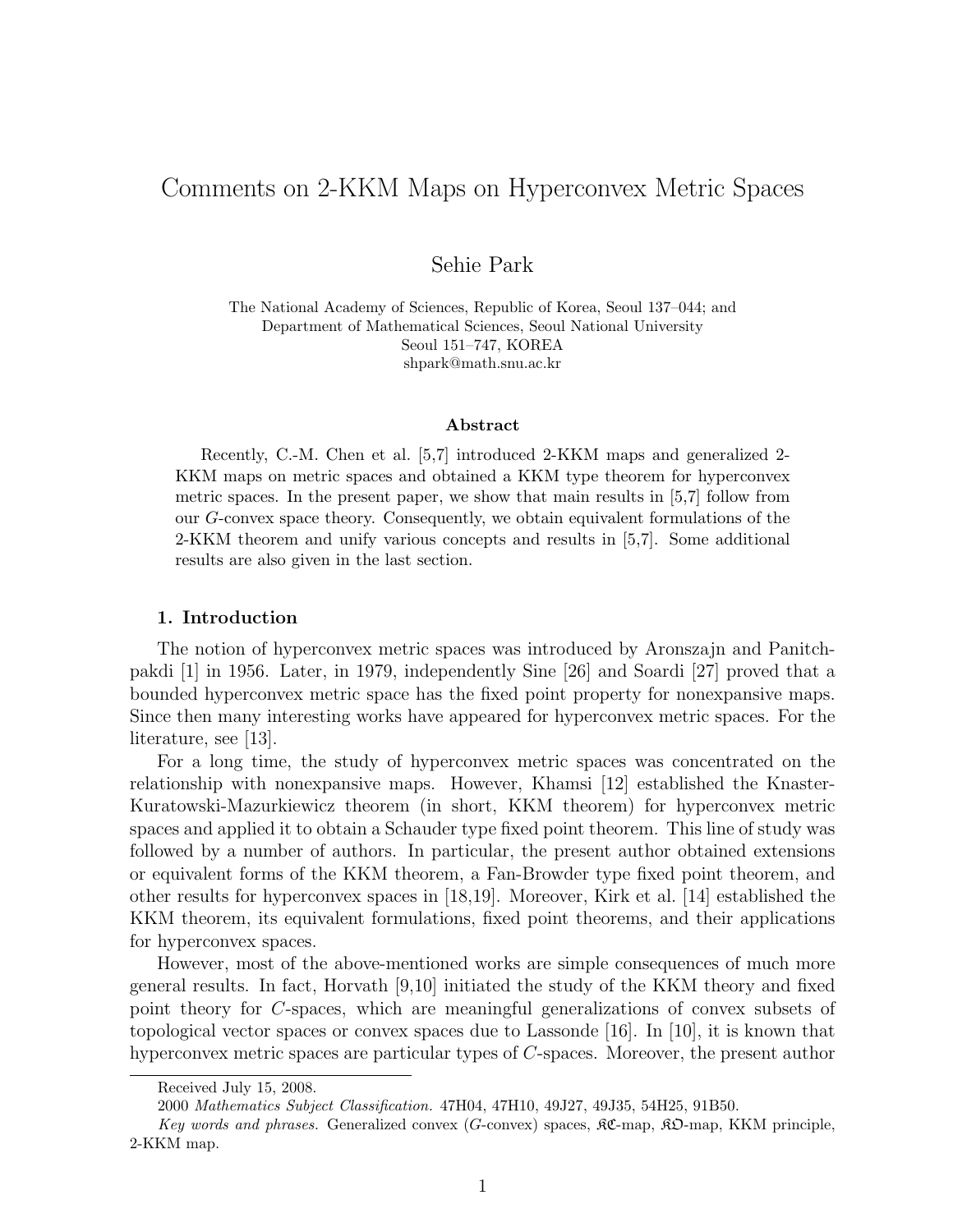# Comments on 2-KKM Maps on Hyperconvex Metric Spaces

Sehie Park

The National Academy of Sciences, Republic of Korea, Seoul 137–044; and
Department of Mathematical Sciences, Seoul National University
Seoul 151–747, KOREA
shpark@math.snu.ac.kr

### Abstract

Recently, C.-M. Chen et al. [5,7] introduced 2-KKM maps and generalized 2-KKM maps on metric spaces and obtained a KKM type theorem for hyperconvex metric spaces. In the present paper, we show that main results in [5,7] follow from our *G*-convex space theory. Consequently, we obtain equivalent formulations of the 2-KKM theorem and unify various concepts and results in [5,7]. Some additional results are also given in the last section.

## 1. Introduction

The notion of hyperconvex metric spaces was introduced by Aronszajn and Panitchpakdi [1] in 1956. Later, in 1979, independently Sine [26] and Soardi [27] proved that a bounded hyperconvex metric space has the fixed point property for nonexpansive maps. Since then many interesting works have appeared for hyperconvex metric spaces. For the literature, see [13].

For a long time, the study of hyperconvex metric spaces was concentrated on the relationship with nonexpansive maps. However, Khamsi [12] established the Knaster-Kuratowski-Mazurkiewicz theorem (in short, KKM theorem) for hyperconvex metric spaces and applied it to obtain a Schauder type fixed point theorem. This line of study was followed by a number of authors. In particular, the present author obtained extensions or equivalent forms of the KKM theorem, a Fan-Browder type fixed point theorem, and other results for hyperconvex spaces in [18,19]. Moreover, Kirk et al. [14] established the KKM theorem, its equivalent formulations, fixed point theorems, and their applications for hyperconvex spaces.

However, most of the above-mentioned works are simple consequences of much more general results. In fact, Horvath [9,10] initiated the study of the KKM theory and fixed point theory for *C*-spaces, which are meaningful generalizations of convex subsets of topological vector spaces or convex spaces due to Lassonde [16]. In [10], it is known that hyperconvex metric spaces are particular types of *C*-spaces. Moreover, the present author

---

Received July 15, 2008.

2000 *Mathematics Subject Classification.* 47H04, 47H10, 49J27, 49J35, 54H25, 91B50.

*Key words and phrases.* Generalized convex (*G*-convex) spaces, $\mathfrak{KC}$-map, $\mathfrak{KO}$-map, KKM principle, 2-KKM map.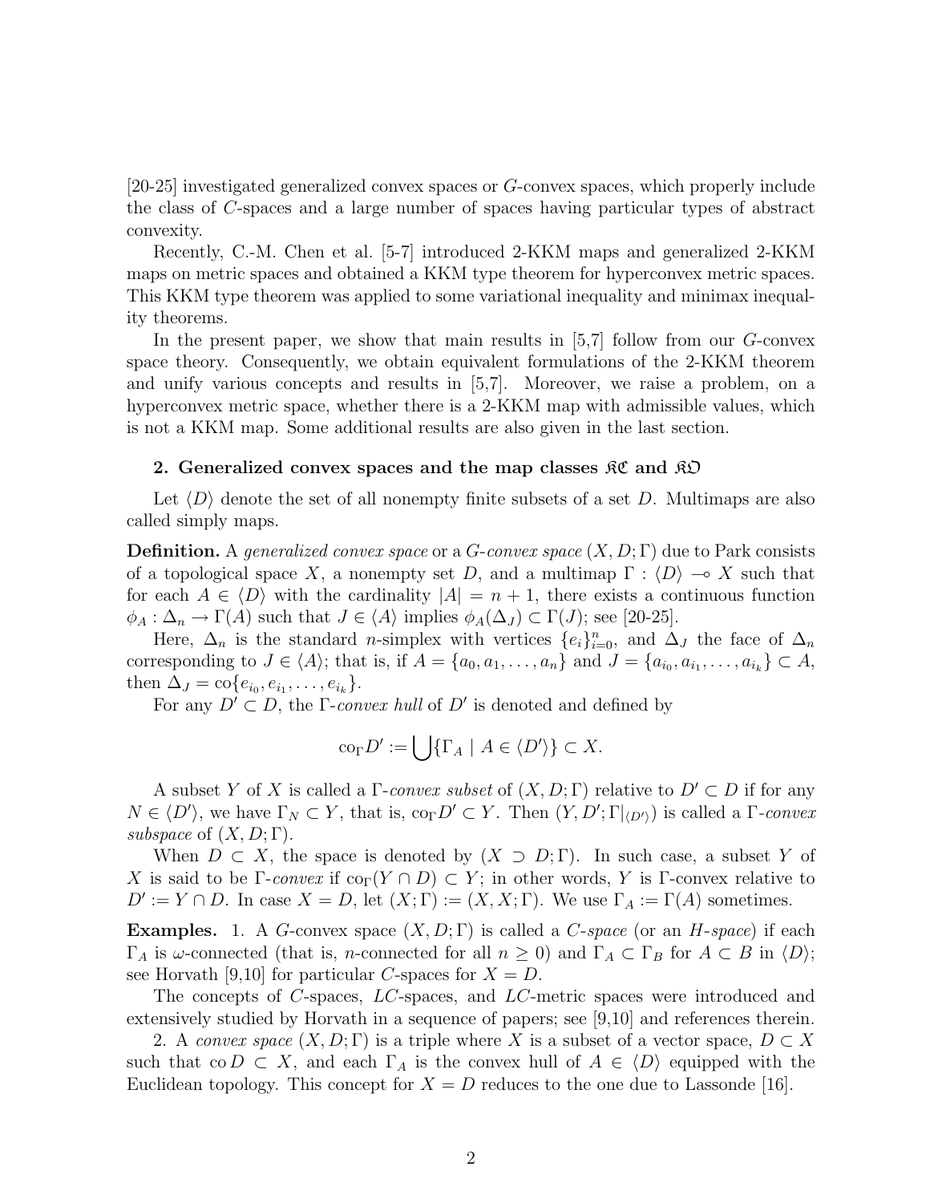[20-25] investigated generalized convex spaces or $G$-convex spaces, which properly include the class of $C$-spaces and a large number of spaces having particular types of abstract convexity.

Recently, C.-M. Chen et al. [5-7] introduced 2-KKM maps and generalized 2-KKM maps on metric spaces and obtained a KKM type theorem for hyperconvex metric spaces. This KKM type theorem was applied to some variational inequality and minimax inequality theorems.

In the present paper, we show that main results in [5,7] follow from our $G$-convex space theory. Consequently, we obtain equivalent formulations of the 2-KKM theorem and unify various concepts and results in [5,7]. Moreover, we raise a problem, on a hyperconvex metric space, whether there is a 2-KKM map with admissible values, which is not a KKM map. Some additional results are also given in the last section.

## 2. Generalized convex spaces and the map classes $\mathfrak{KC}$ and $\mathfrak{KO}$

Let $\langle D \rangle$ denote the set of all nonempty finite subsets of a set $D$. Multimaps are also called simply maps.

**Definition.** A *generalized convex space* or a *G-convex space* $(X, D; \Gamma)$ due to Park consists of a topological space $X$, a nonempty set $D$, and a multimap $\Gamma : \langle D \rangle \multimap X$ such that for each $A \in \langle D \rangle$ with the cardinality $|A| = n + 1$, there exists a continuous function $\phi_A : \Delta_n \to \Gamma(A)$ such that $J \in \langle A \rangle$ implies $\phi_A(\Delta_J) \subset \Gamma(J)$; see [20-25].

Here, $\Delta_n$ is the standard $n$-simplex with vertices $\{e_i\}_{i=0}^n$, and $\Delta_J$ the face of $\Delta_n$ corresponding to $J \in \langle A \rangle$; that is, if $A = \{a_0, a_1, \ldots, a_n\}$ and $J = \{a_{i_0}, a_{i_1}, \ldots, a_{i_k}\} \subset A$, then $\Delta_J = \mathrm{co}\{e_{i_0}, e_{i_1}, \ldots, e_{i_k}\}$.

For any $D' \subset D$, the $\Gamma$-*convex hull* of $D'$ is denoted and defined by

$$\mathrm{co}_\Gamma D' := \bigcup \{\Gamma_A \mid A \in \langle D' \rangle\} \subset X.$$

A subset $Y$ of $X$ is called a $\Gamma$-*convex subset* of $(X, D; \Gamma)$ relative to $D' \subset D$ if for any $N \in \langle D' \rangle$, we have $\Gamma_N \subset Y$, that is, $\mathrm{co}_\Gamma D' \subset Y$. Then $(Y, D'; \Gamma|_{\langle D' \rangle})$ is called a $\Gamma$-*convex subspace* of $(X, D; \Gamma)$.

When $D \subset X$, the space is denoted by $(X \supset D; \Gamma)$. In such case, a subset $Y$ of $X$ is said to be $\Gamma$-*convex* if $\mathrm{co}_\Gamma(Y \cap D) \subset Y$; in other words, $Y$ is $\Gamma$-convex relative to $D' := Y \cap D$. In case $X = D$, let $(X; \Gamma) := (X, X; \Gamma)$. We use $\Gamma_A := \Gamma(A)$ sometimes.

**Examples.** 1. A $G$-convex space $(X, D; \Gamma)$ is called a *C-space* (or an *H-space*) if each $\Gamma_A$ is $\omega$-connected (that is, $n$-connected for all $n \geq 0$) and $\Gamma_A \subset \Gamma_B$ for $A \subset B$ in $\langle D \rangle$; see Horvath [9,10] for particular $C$-spaces for $X = D$.

The concepts of $C$-spaces, $LC$-spaces, and $LC$-metric spaces were introduced and extensively studied by Horvath in a sequence of papers; see [9,10] and references therein.

2. A *convex space* $(X, D; \Gamma)$ is a triple where $X$ is a subset of a vector space, $D \subset X$ such that $\mathrm{co}\, D \subset X$, and each $\Gamma_A$ is the convex hull of $A \in \langle D \rangle$ equipped with the Euclidean topology. This concept for $X = D$ reduces to the one due to Lassonde [16].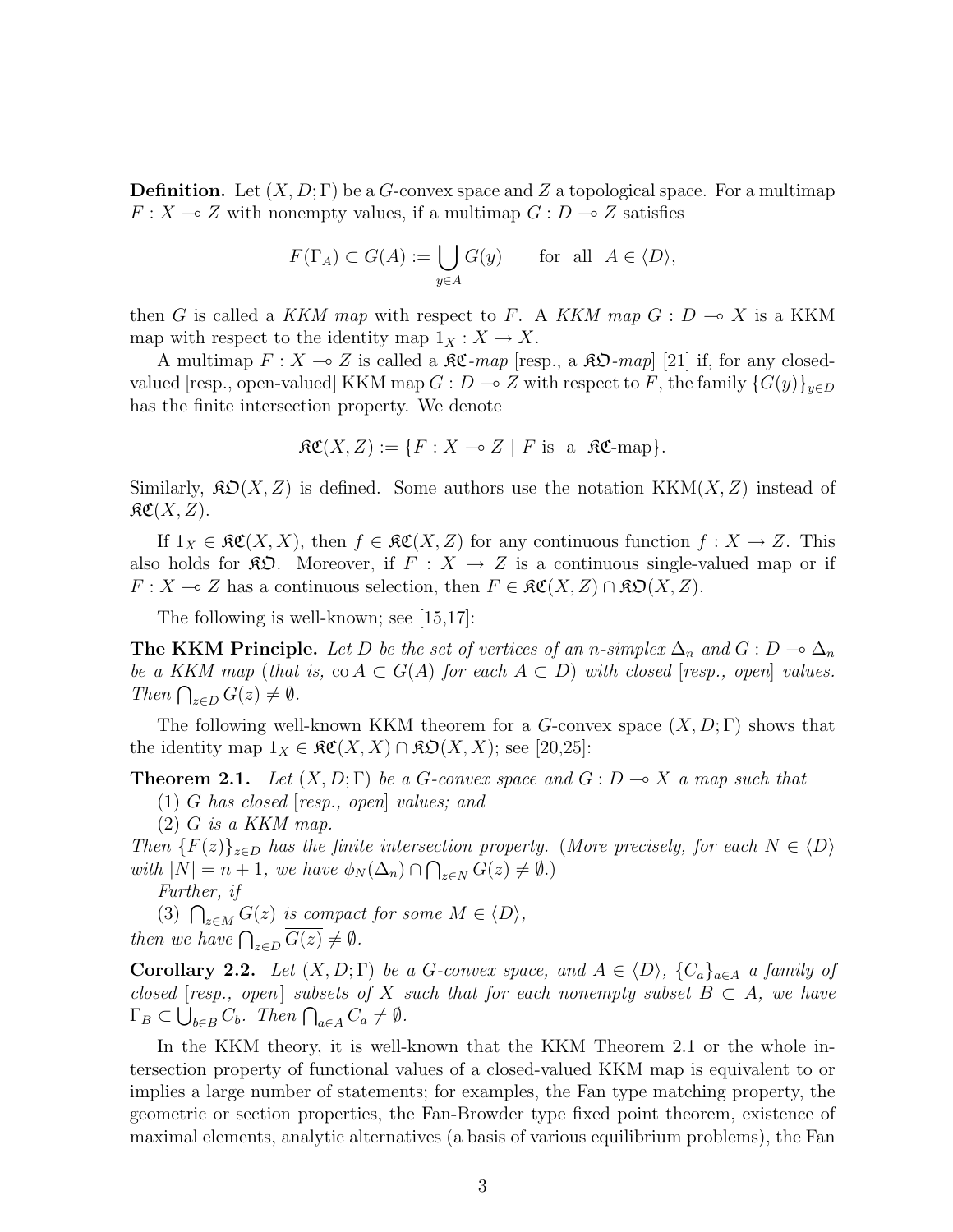**Definition.** Let $(X, D; \Gamma)$ be a $G$-convex space and $Z$ a topological space. For a multimap $F : X \multimap Z$ with nonempty values, if a multimap $G : D \multimap Z$ satisfies

$$F(\Gamma_A) \subset G(A) := \bigcup_{y \in A} G(y) \qquad \text{for all} \quad A \in \langle D \rangle,$$

then $G$ is called a *KKM map* with respect to $F$. A *KKM map* $G : D \multimap X$ is a KKM map with respect to the identity map $1_X : X \to X$.

A multimap $F : X \multimap Z$ is called a $\mathfrak{KC}$-*map* [resp., a $\mathfrak{KO}$-*map*] [21] if, for any closed-valued [resp., open-valued] KKM map $G : D \multimap Z$ with respect to $F$, the family $\{G(y)\}_{y \in D}$ has the finite intersection property. We denote

$$\mathfrak{KC}(X, Z) := \{F : X \multimap Z \mid F \text{ is a } \mathfrak{KC}\text{-map}\}.$$

Similarly, $\mathfrak{KO}(X, Z)$ is defined. Some authors use the notation $\text{KKM}(X, Z)$ instead of $\mathfrak{KC}(X, Z)$.

If $1_X \in \mathfrak{KC}(X, X)$, then $f \in \mathfrak{KC}(X, Z)$ for any continuous function $f : X \to Z$. This also holds for $\mathfrak{KO}$. Moreover, if $F : X \to Z$ is a continuous single-valued map or if $F : X \multimap Z$ has a continuous selection, then $F \in \mathfrak{KC}(X, Z) \cap \mathfrak{KO}(X, Z)$.

The following is well-known; see [15,17]:

**The KKM Principle.** *Let $D$ be the set of vertices of an $n$-simplex $\Delta_n$ and $G : D \multimap \Delta_n$ be a KKM map (that is, $\text{co}\, A \subset G(A)$ for each $A \subset D$) with closed [resp., open] values. Then $\bigcap_{z \in D} G(z) \neq \emptyset$.*

The following well-known KKM theorem for a $G$-convex space $(X, D; \Gamma)$ shows that the identity map $1_X \in \mathfrak{KC}(X, X) \cap \mathfrak{KO}(X, X)$; see [20,25]:

**Theorem 2.1.** *Let $(X, D; \Gamma)$ be a $G$-convex space and $G : D \multimap X$ a map such that*

(1) *$G$ has closed [resp., open] values; and*

(2) *$G$ is a KKM map.*

*Then $\{F(z)\}_{z \in D}$ has the finite intersection property. (More precisely, for each $N \in \langle D \rangle$ with $|N| = n + 1$, we have $\phi_N(\Delta_n) \cap \bigcap_{z \in N} G(z) \neq \emptyset$.)*

*Further, if*

(3) *$\bigcap_{z \in M} \overline{G(z)}$ is compact for some $M \in \langle D \rangle$,*

*then we have $\bigcap_{z \in D} \overline{G(z)} \neq \emptyset$.*

**Corollary 2.2.** *Let $(X, D; \Gamma)$ be a $G$-convex space, and $A \in \langle D \rangle$, $\{C_a\}_{a \in A}$ a family of closed [resp., open] subsets of $X$ such that for each nonempty subset $B \subset A$, we have $\Gamma_B \subset \bigcup_{b \in B} C_b$. Then $\bigcap_{a \in A} C_a \neq \emptyset$.*

In the KKM theory, it is well-known that the KKM Theorem 2.1 or the whole intersection property of functional values of a closed-valued KKM map is equivalent to or implies a large number of statements; for examples, the Fan type matching property, the geometric or section properties, the Fan-Browder type fixed point theorem, existence of maximal elements, analytic alternatives (a basis of various equilibrium problems), the Fan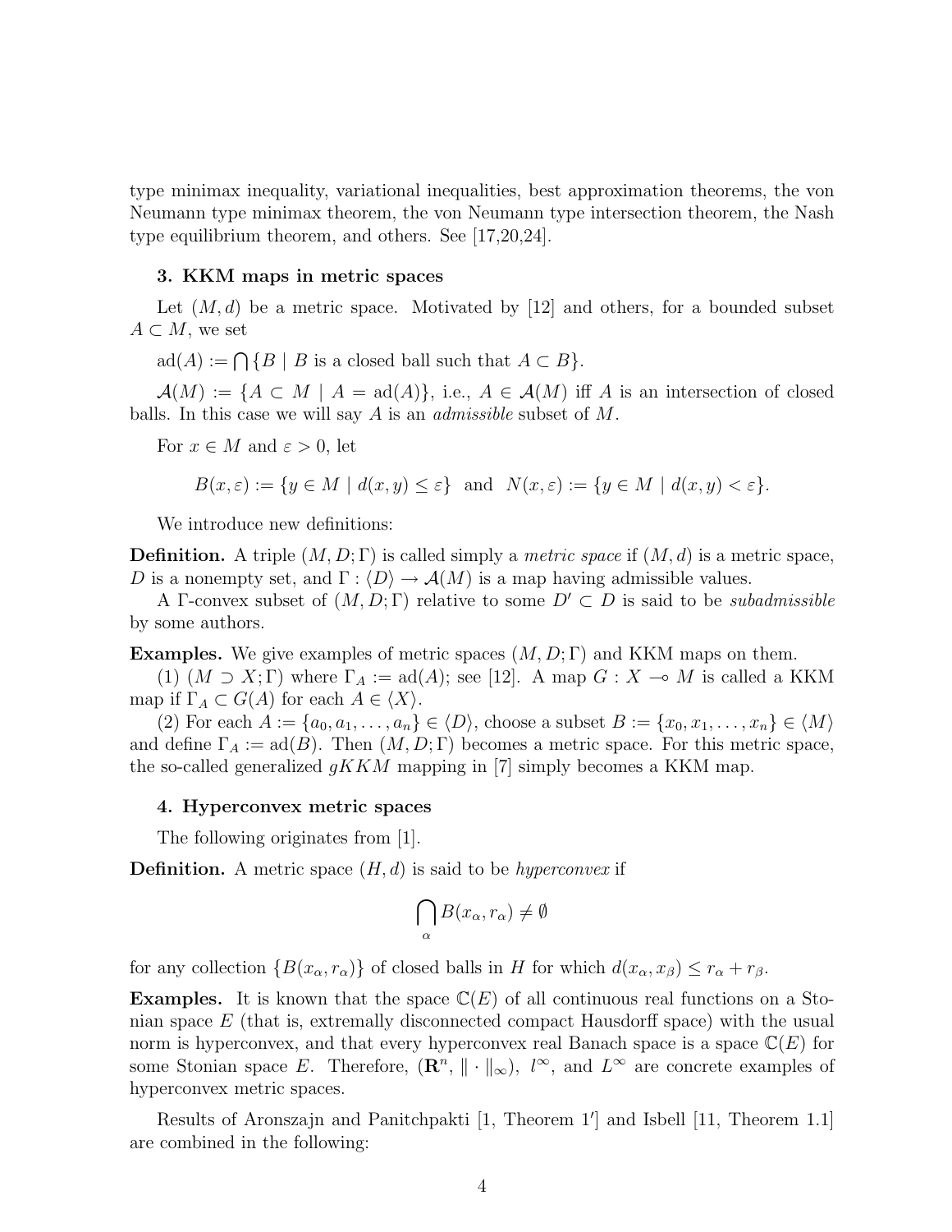type minimax inequality, variational inequalities, best approximation theorems, the von Neumann type minimax theorem, the von Neumann type intersection theorem, the Nash type equilibrium theorem, and others. See [17,20,24].

### 3. KKM maps in metric spaces

Let $(M, d)$ be a metric space. Motivated by [12] and others, for a bounded subset $A \subset M$, we set

$\mathrm{ad}(A) := \bigcap \{B \mid B \text{ is a closed ball such that } A \subset B\}$.

$\mathcal{A}(M) := \{A \subset M \mid A = \mathrm{ad}(A)\}$, i.e., $A \in \mathcal{A}(M)$ iff $A$ is an intersection of closed balls. In this case we will say $A$ is an *admissible* subset of $M$.

For $x \in M$ and $\varepsilon > 0$, let

$$B(x, \varepsilon) := \{y \in M \mid d(x, y) \leq \varepsilon\} \quad \text{and} \quad N(x, \varepsilon) := \{y \in M \mid d(x, y) < \varepsilon\}.$$

We introduce new definitions:

**Definition.** A triple $(M, D; \Gamma)$ is called simply a *metric space* if $(M, d)$ is a metric space, $D$ is a nonempty set, and $\Gamma : \langle D \rangle \to \mathcal{A}(M)$ is a map having admissible values.

A $\Gamma$-convex subset of $(M, D; \Gamma)$ relative to some $D' \subset D$ is said to be *subadmissible* by some authors.

**Examples.** We give examples of metric spaces $(M, D; \Gamma)$ and KKM maps on them.

(1) $(M \supset X; \Gamma)$ where $\Gamma_A := \mathrm{ad}(A)$; see [12]. A map $G : X \multimap M$ is called a KKM map if $\Gamma_A \subset G(A)$ for each $A \in \langle X \rangle$.

(2) For each $A := \{a_0, a_1, \ldots, a_n\} \in \langle D \rangle$, choose a subset $B := \{x_0, x_1, \ldots, x_n\} \in \langle M \rangle$ and define $\Gamma_A := \mathrm{ad}(B)$. Then $(M, D; \Gamma)$ becomes a metric space. For this metric space, the so-called generalized $gKKM$ mapping in [7] simply becomes a KKM map.

### 4. Hyperconvex metric spaces

The following originates from [1].

**Definition.** A metric space $(H, d)$ is said to be *hyperconvex* if

$$\bigcap_{\alpha} B(x_\alpha, r_\alpha) \neq \emptyset$$

for any collection $\{B(x_\alpha, r_\alpha)\}$ of closed balls in $H$ for which $d(x_\alpha, x_\beta) \leq r_\alpha + r_\beta$.

**Examples.** It is known that the space $\mathbb{C}(E)$ of all continuous real functions on a Stonian space $E$ (that is, extremally disconnected compact Hausdorff space) with the usual norm is hyperconvex, and that every hyperconvex real Banach space is a space $\mathbb{C}(E)$ for some Stonian space $E$. Therefore, $(\mathbf{R}^n, \| \cdot \|_\infty)$, $l^\infty$, and $L^\infty$ are concrete examples of hyperconvex metric spaces.

Results of Aronszajn and Panitchpakti [1, Theorem 1′] and Isbell [11, Theorem 1.1] are combined in the following: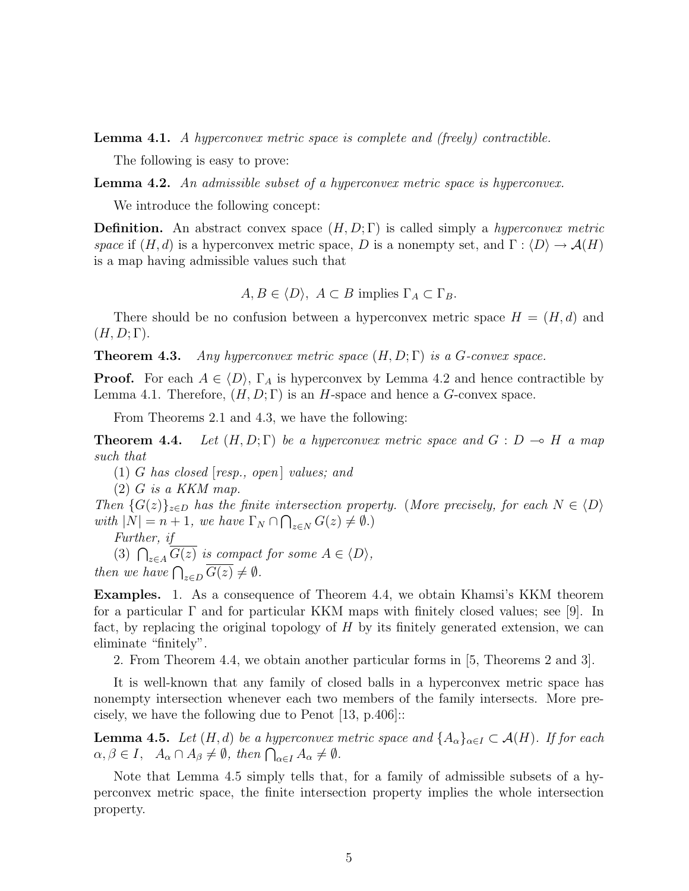**Lemma 4.1.** *A hyperconvex metric space is complete and (freely) contractible.*

The following is easy to prove:

**Lemma 4.2.** *An admissible subset of a hyperconvex metric space is hyperconvex.*

We introduce the following concept:

**Definition.** An abstract convex space $(H, D; \Gamma)$ is called simply a *hyperconvex metric space* if $(H, d)$ is a hyperconvex metric space, $D$ is a nonempty set, and $\Gamma : \langle D \rangle \to \mathcal{A}(H)$ is a map having admissible values such that

$$A, B \in \langle D \rangle,\ A \subset B \text{ implies } \Gamma_A \subset \Gamma_B.$$

There should be no confusion between a hyperconvex metric space $H = (H, d)$ and $(H, D; \Gamma)$.

**Theorem 4.3.** *Any hyperconvex metric space $(H, D; \Gamma)$ is a G-convex space.*

**Proof.** For each $A \in \langle D \rangle$, $\Gamma_A$ is hyperconvex by Lemma 4.2 and hence contractible by Lemma 4.1. Therefore, $(H, D; \Gamma)$ is an $H$-space and hence a $G$-convex space.

From Theorems 2.1 and 4.3, we have the following:

**Theorem 4.4.** *Let $(H, D; \Gamma)$ be a hyperconvex metric space and $G : D \multimap H$ a map such that*

*(1) $G$ has closed [resp., open] values; and*

*(2) $G$ is a KKM map.*

*Then $\{G(z)\}_{z \in D}$ has the finite intersection property. (More precisely, for each $N \in \langle D \rangle$ with $|N| = n+1$, we have $\Gamma_N \cap \bigcap_{z \in N} G(z) \neq \emptyset$.)*

*Further, if*

*(3) $\bigcap_{z \in A} \overline{G(z)}$ is compact for some $A \in \langle D \rangle$,*

*then we have $\bigcap_{z \in D} \overline{G(z)} \neq \emptyset$.*

**Examples.** 1. As a consequence of Theorem 4.4, we obtain Khamsi's KKM theorem for a particular $\Gamma$ and for particular KKM maps with finitely closed values; see [9]. In fact, by replacing the original topology of $H$ by its finitely generated extension, we can eliminate "finitely".

2. From Theorem 4.4, we obtain another particular forms in [5, Theorems 2 and 3].

It is well-known that any family of closed balls in a hyperconvex metric space has nonempty intersection whenever each two members of the family intersects. More precisely, we have the following due to Penot [13, p.406]::

**Lemma 4.5.** *Let $(H, d)$ be a hyperconvex metric space and $\{A_\alpha\}_{\alpha \in I} \subset \mathcal{A}(H)$. If for each $\alpha, \beta \in I$, $A_\alpha \cap A_\beta \neq \emptyset$, then $\bigcap_{\alpha \in I} A_\alpha \neq \emptyset$.*

Note that Lemma 4.5 simply tells that, for a family of admissible subsets of a hyperconvex metric space, the finite intersection property implies the whole intersection property.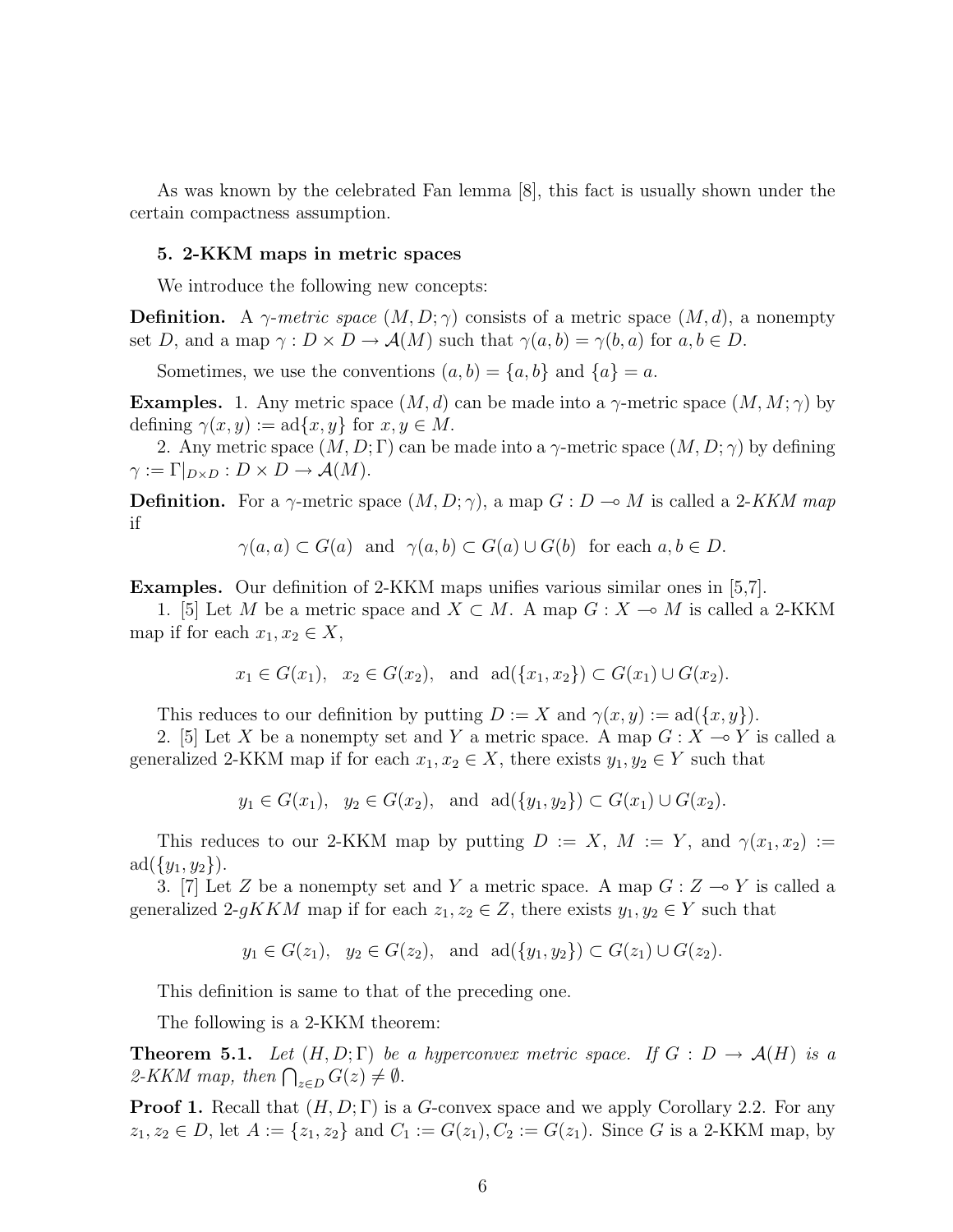As was known by the celebrated Fan lemma [8], this fact is usually shown under the certain compactness assumption.

## 5. 2-KKM maps in metric spaces

We introduce the following new concepts:

**Definition.** A $\gamma$-*metric space* $(M, D; \gamma)$ consists of a metric space $(M, d)$, a nonempty set $D$, and a map $\gamma : D \times D \to \mathcal{A}(M)$ such that $\gamma(a, b) = \gamma(b, a)$ for $a, b \in D$.

Sometimes, we use the conventions $(a, b) = \{a, b\}$ and $\{a\} = a$.

**Examples.** 1. Any metric space $(M, d)$ can be made into a $\gamma$-metric space $(M, M; \gamma)$ by defining $\gamma(x, y) := \mathrm{ad}\{x, y\}$ for $x, y \in M$.

2. Any metric space $(M, D; \Gamma)$ can be made into a $\gamma$-metric space $(M, D; \gamma)$ by defining $\gamma := \Gamma|_{D\times D} : D \times D \to \mathcal{A}(M)$.

**Definition.** For a $\gamma$-metric space $(M, D; \gamma)$, a map $G : D \multimap M$ is called a 2-*KKM map* if

$$\gamma(a, a) \subset G(a) \quad \text{and} \quad \gamma(a, b) \subset G(a) \cup G(b) \quad \text{for each } a, b \in D.$$

**Examples.** Our definition of 2-KKM maps unifies various similar ones in [5,7].

1. [5] Let $M$ be a metric space and $X \subset M$. A map $G : X \multimap M$ is called a 2-KKM map if for each $x_1, x_2 \in X$,

$$x_1 \in G(x_1), \quad x_2 \in G(x_2), \quad \text{and} \quad \mathrm{ad}(\{x_1, x_2\}) \subset G(x_1) \cup G(x_2).$$

This reduces to our definition by putting $D := X$ and $\gamma(x, y) := \mathrm{ad}(\{x, y\})$.

2. [5] Let $X$ be a nonempty set and $Y$ a metric space. A map $G : X \multimap Y$ is called a generalized 2-KKM map if for each $x_1, x_2 \in X$, there exists $y_1, y_2 \in Y$ such that

$$y_1 \in G(x_1), \quad y_2 \in G(x_2), \quad \text{and} \quad \mathrm{ad}(\{y_1, y_2\}) \subset G(x_1) \cup G(x_2).$$

This reduces to our 2-KKM map by putting $D := X$, $M := Y$, and $\gamma(x_1, x_2) := \mathrm{ad}(\{y_1, y_2\})$.

3. [7] Let $Z$ be a nonempty set and $Y$ a metric space. A map $G : Z \multimap Y$ is called a generalized 2-$gKKM$ map if for each $z_1, z_2 \in Z$, there exists $y_1, y_2 \in Y$ such that

$$y_1 \in G(z_1), \quad y_2 \in G(z_2), \quad \text{and} \quad \mathrm{ad}(\{y_1, y_2\}) \subset G(z_1) \cup G(z_2).$$

This definition is same to that of the preceding one.

The following is a 2-KKM theorem:

**Theorem 5.1.** *Let $(H, D; \Gamma)$ be a hyperconvex metric space. If $G : D \to \mathcal{A}(H)$ is a 2-KKM map, then $\bigcap_{z\in D} G(z) \neq \emptyset$.*

**Proof 1.** Recall that $(H, D; \Gamma)$ is a $G$-convex space and we apply Corollary 2.2. For any $z_1, z_2 \in D$, let $A := \{z_1, z_2\}$ and $C_1 := G(z_1), C_2 := G(z_1)$. Since $G$ is a 2-KKM map, by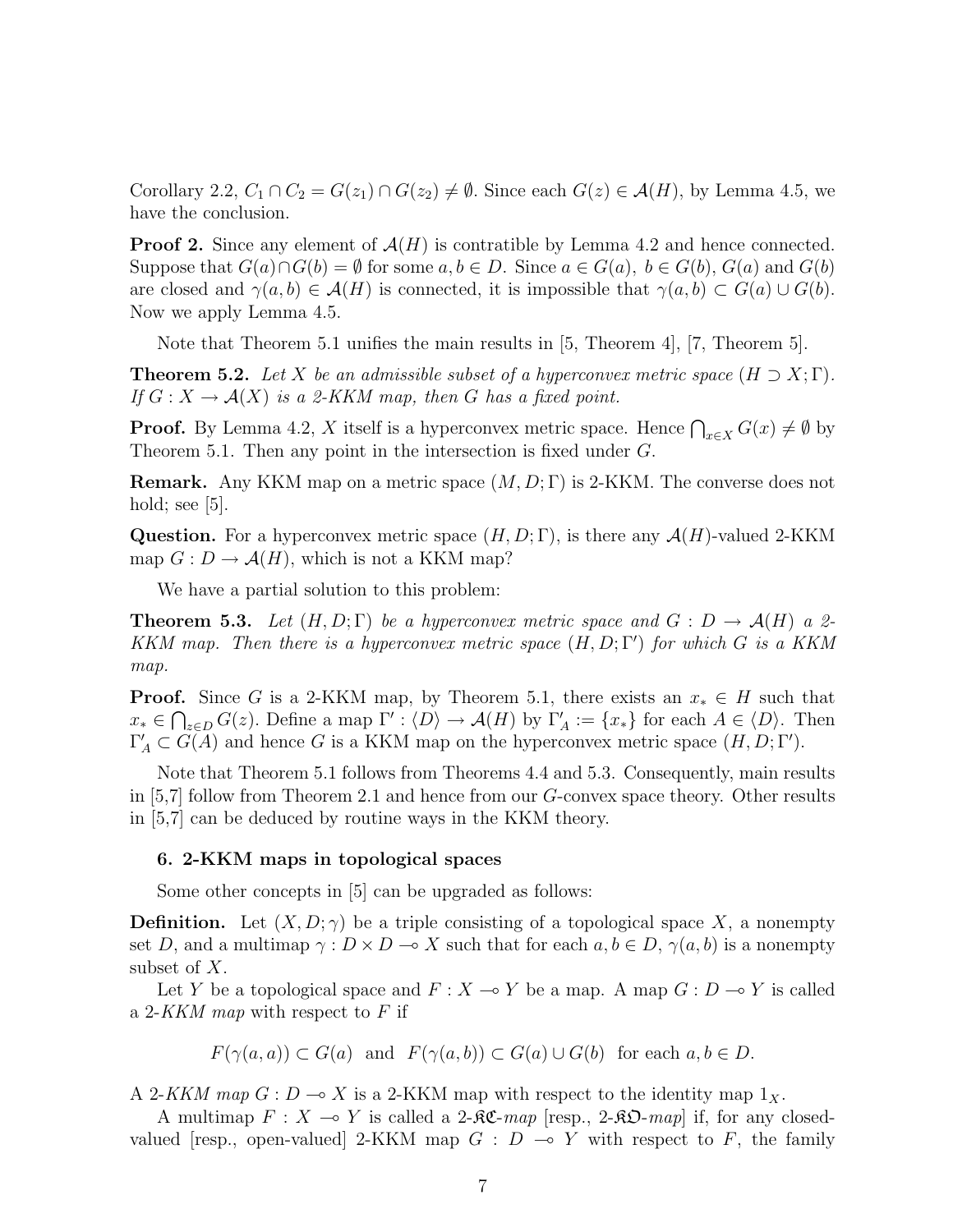Corollary 2.2, $C_1 \cap C_2 = G(z_1) \cap G(z_2) \neq \emptyset$. Since each $G(z) \in \mathcal{A}(H)$, by Lemma 4.5, we have the conclusion.

**Proof 2.** Since any element of $\mathcal{A}(H)$ is contratible by Lemma 4.2 and hence connected. Suppose that $G(a) \cap G(b) = \emptyset$ for some $a, b \in D$. Since $a \in G(a)$, $b \in G(b)$, $G(a)$ and $G(b)$ are closed and $\gamma(a, b) \in \mathcal{A}(H)$ is connected, it is impossible that $\gamma(a, b) \subset G(a) \cup G(b)$. Now we apply Lemma 4.5.

Note that Theorem 5.1 unifies the main results in [5, Theorem 4], [7, Theorem 5].

**Theorem 5.2.** *Let $X$ be an admissible subset of a hyperconvex metric space $(H \supset X; \Gamma)$. If $G : X \to \mathcal{A}(X)$ is a 2-KKM map, then $G$ has a fixed point.*

**Proof.** By Lemma 4.2, $X$ itself is a hyperconvex metric space. Hence $\bigcap_{x \in X} G(x) \neq \emptyset$ by Theorem 5.1. Then any point in the intersection is fixed under $G$.

**Remark.** Any KKM map on a metric space $(M, D; \Gamma)$ is 2-KKM. The converse does not hold; see [5].

**Question.** For a hyperconvex metric space $(H, D; \Gamma)$, is there any $\mathcal{A}(H)$-valued 2-KKM map $G : D \to \mathcal{A}(H)$, which is not a KKM map?

We have a partial solution to this problem:

**Theorem 5.3.** *Let $(H, D; \Gamma)$ be a hyperconvex metric space and $G : D \to \mathcal{A}(H)$ a 2-KKM map. Then there is a hyperconvex metric space $(H, D; \Gamma')$ for which $G$ is a KKM map.*

**Proof.** Since $G$ is a 2-KKM map, by Theorem 5.1, there exists an $x_* \in H$ such that $x_* \in \bigcap_{z \in D} G(z)$. Define a map $\Gamma' : \langle D \rangle \to \mathcal{A}(H)$ by $\Gamma'_A := \{x_*\}$ for each $A \in \langle D \rangle$. Then $\Gamma'_A \subset G(A)$ and hence $G$ is a KKM map on the hyperconvex metric space $(H, D; \Gamma')$.

Note that Theorem 5.1 follows from Theorems 4.4 and 5.3. Consequently, main results in [5,7] follow from Theorem 2.1 and hence from our $G$-convex space theory. Other results in [5,7] can be deduced by routine ways in the KKM theory.

## 6. 2-KKM maps in topological spaces

Some other concepts in [5] can be upgraded as follows:

**Definition.** Let $(X, D; \gamma)$ be a triple consisting of a topological space $X$, a nonempty set $D$, and a multimap $\gamma : D \times D \multimap X$ such that for each $a, b \in D$, $\gamma(a, b)$ is a nonempty subset of $X$.

Let $Y$ be a topological space and $F : X \multimap Y$ be a map. A map $G : D \multimap Y$ is called a 2-*KKM map* with respect to $F$ if

$$F(\gamma(a, a)) \subset G(a) \ \text{ and } \ F(\gamma(a, b)) \subset G(a) \cup G(b) \ \text{ for each } a, b \in D.$$

A 2-*KKM map* $G : D \multimap X$ is a 2-KKM map with respect to the identity map $1_X$.

A multimap $F : X \multimap Y$ is called a 2-$\mathfrak{KC}$-*map* [resp., 2-$\mathfrak{KO}$-*map*] if, for any closed-valued [resp., open-valued] 2-KKM map $G : D \multimap Y$ with respect to $F$, the family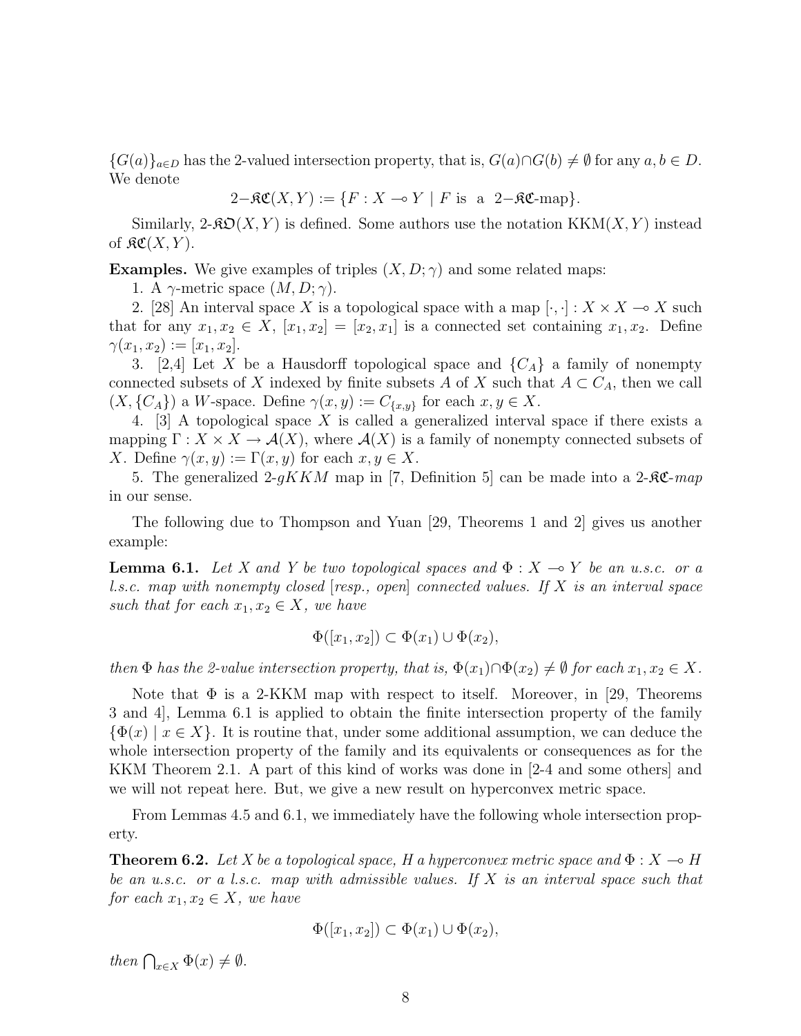$\{G(a)\}_{a\in D}$ has the 2-valued intersection property, that is, $G(a)\cap G(b) \neq \emptyset$ for any $a, b \in D$. We denote

$$2\text{−}\mathfrak{KC}(X, Y) := \{F : X \multimap Y \mid F \text{ is a } 2\text{−}\mathfrak{KC}\text{-map}\}.$$

Similarly, 2-$\mathfrak{KO}(X, Y)$ is defined. Some authors use the notation $\mathrm{KKM}(X, Y)$ instead of $\mathfrak{KC}(X, Y)$.

**Examples.** We give examples of triples $(X, D; \gamma)$ and some related maps:

1. A $\gamma$-metric space $(M, D; \gamma)$.

2. [28] An interval space $X$ is a topological space with a map $[\cdot, \cdot] : X \times X \multimap X$ such that for any $x_1, x_2 \in X$, $[x_1, x_2] = [x_2, x_1]$ is a connected set containing $x_1, x_2$. Define $\gamma(x_1, x_2) := [x_1, x_2]$.

3. [2,4] Let $X$ be a Hausdorff topological space and $\{C_A\}$ a family of nonempty connected subsets of $X$ indexed by finite subsets $A$ of $X$ such that $A \subset C_A$, then we call $(X, \{C_A\})$ a $W$-space. Define $\gamma(x, y) := C_{\{x,y\}}$ for each $x, y \in X$.

4. [3] A topological space $X$ is called a generalized interval space if there exists a mapping $\Gamma : X \times X \to \mathcal{A}(X)$, where $\mathcal{A}(X)$ is a family of nonempty connected subsets of $X$. Define $\gamma(x, y) := \Gamma(x, y)$ for each $x, y \in X$.

5. The generalized 2-$gKKM$ map in [7, Definition 5] can be made into a 2-$\mathfrak{KC}$-*map* in our sense.

The following due to Thompson and Yuan [29, Theorems 1 and 2] gives us another example:

**Lemma 6.1.** *Let $X$ and $Y$ be two topological spaces and $\Phi : X \multimap Y$ be an u.s.c. or a l.s.c. map with nonempty closed [resp., open] connected values. If $X$ is an interval space such that for each $x_1, x_2 \in X$, we have*

$$\Phi([x_1, x_2]) \subset \Phi(x_1) \cup \Phi(x_2),$$

*then $\Phi$ has the 2-value intersection property, that is, $\Phi(x_1)\cap\Phi(x_2) \neq \emptyset$ for each $x_1, x_2 \in X$.*

Note that $\Phi$ is a 2-KKM map with respect to itself. Moreover, in [29, Theorems 3 and 4], Lemma 6.1 is applied to obtain the finite intersection property of the family $\{\Phi(x) \mid x \in X\}$. It is routine that, under some additional assumption, we can deduce the whole intersection property of the family and its equivalents or consequences as for the KKM Theorem 2.1. A part of this kind of works was done in [2-4 and some others] and we will not repeat here. But, we give a new result on hyperconvex metric space.

From Lemmas 4.5 and 6.1, we immediately have the following whole intersection property.

**Theorem 6.2.** *Let $X$ be a topological space, $H$ a hyperconvex metric space and $\Phi : X \multimap H$ be an u.s.c. or a l.s.c. map with admissible values. If $X$ is an interval space such that for each $x_1, x_2 \in X$, we have*

$$\Phi([x_1, x_2]) \subset \Phi(x_1) \cup \Phi(x_2),$$

*then $\bigcap_{x\in X} \Phi(x) \neq \emptyset$.*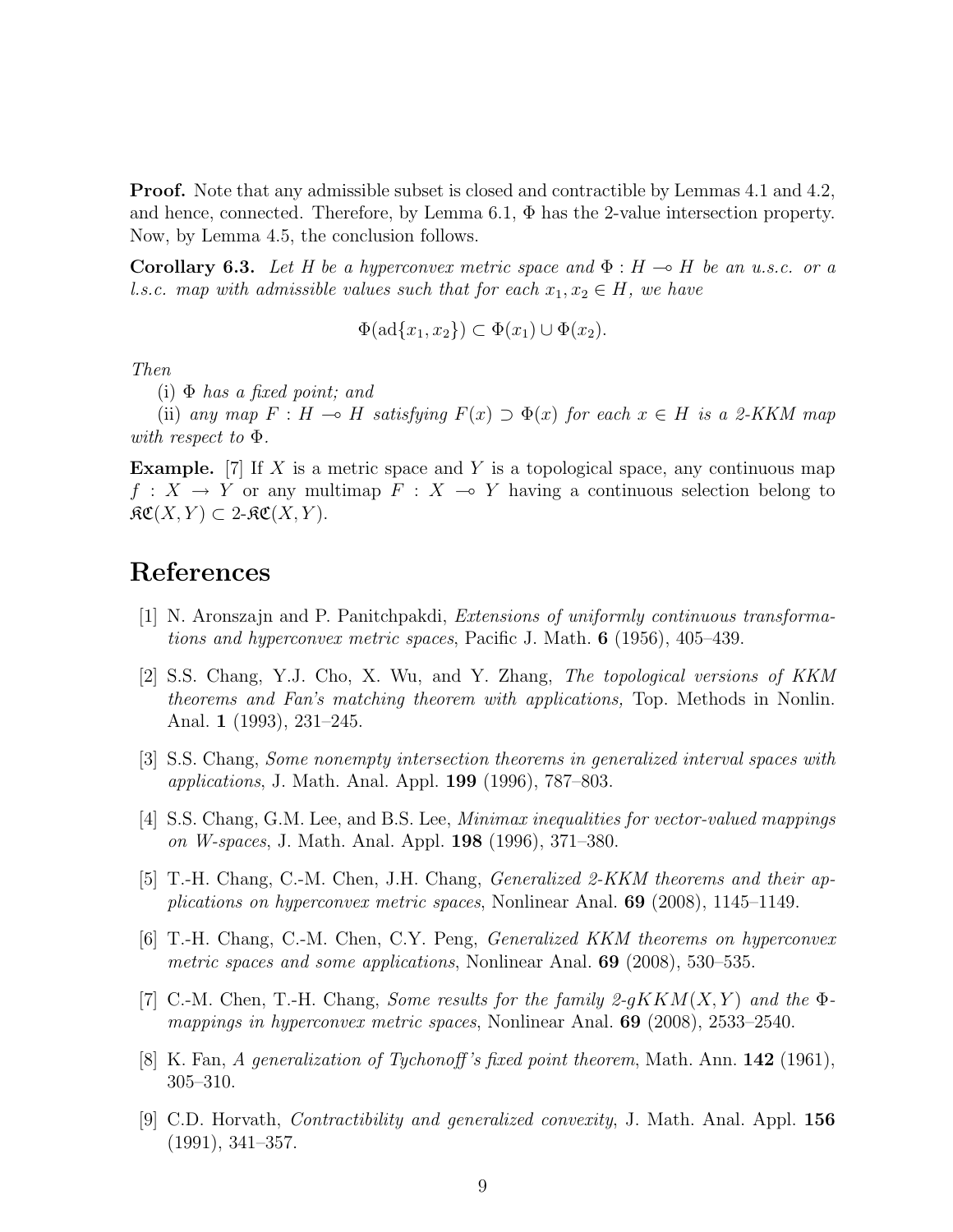**Proof.** Note that any admissible subset is closed and contractible by Lemmas 4.1 and 4.2, and hence, connected. Therefore, by Lemma 6.1, $\Phi$ has the 2-value intersection property. Now, by Lemma 4.5, the conclusion follows.

**Corollary 6.3.** *Let $H$ be a hyperconvex metric space and $\Phi : H \multimap H$ be an u.s.c. or a l.s.c. map with admissible values such that for each $x_1, x_2 \in H$, we have*

$$\Phi(\mathrm{ad}\{x_1, x_2\}) \subset \Phi(x_1) \cup \Phi(x_2).$$

*Then*

(i) *$\Phi$ has a fixed point; and*

(ii) *any map $F : H \multimap H$ satisfying $F(x) \supset \Phi(x)$ for each $x \in H$ is a 2-KKM map with respect to $\Phi$.*

**Example.** [7] If $X$ is a metric space and $Y$ is a topological space, any continuous map $f : X \to Y$ or any multimap $F : X \multimap Y$ having a continuous selection belong to $\mathfrak{KC}(X, Y) \subset 2\text{-}\mathfrak{KC}(X, Y)$.

# References

[1] N. Aronszajn and P. Panitchpakdi, *Extensions of uniformly continuous transformations and hyperconvex metric spaces*, Pacific J. Math. **6** (1956), 405–439.

[2] S.S. Chang, Y.J. Cho, X. Wu, and Y. Zhang, *The topological versions of KKM theorems and Fan's matching theorem with applications,* Top. Methods in Nonlin. Anal. **1** (1993), 231–245.

[3] S.S. Chang, *Some nonempty intersection theorems in generalized interval spaces with applications*, J. Math. Anal. Appl. **199** (1996), 787–803.

[4] S.S. Chang, G.M. Lee, and B.S. Lee, *Minimax inequalities for vector-valued mappings on W-spaces*, J. Math. Anal. Appl. **198** (1996), 371–380.

[5] T.-H. Chang, C.-M. Chen, J.H. Chang, *Generalized 2-KKM theorems and their applications on hyperconvex metric spaces*, Nonlinear Anal. **69** (2008), 1145–1149.

[6] T.-H. Chang, C.-M. Chen, C.Y. Peng, *Generalized KKM theorems on hyperconvex metric spaces and some applications*, Nonlinear Anal. **69** (2008), 530–535.

[7] C.-M. Chen, T.-H. Chang, *Some results for the family 2-gKKM$(X, Y)$ and the $\Phi$-mappings in hyperconvex metric spaces*, Nonlinear Anal. **69** (2008), 2533–2540.

[8] K. Fan, *A generalization of Tychonoff's fixed point theorem*, Math. Ann. **142** (1961), 305–310.

[9] C.D. Horvath, *Contractibility and generalized convexity*, J. Math. Anal. Appl. **156** (1991), 341–357.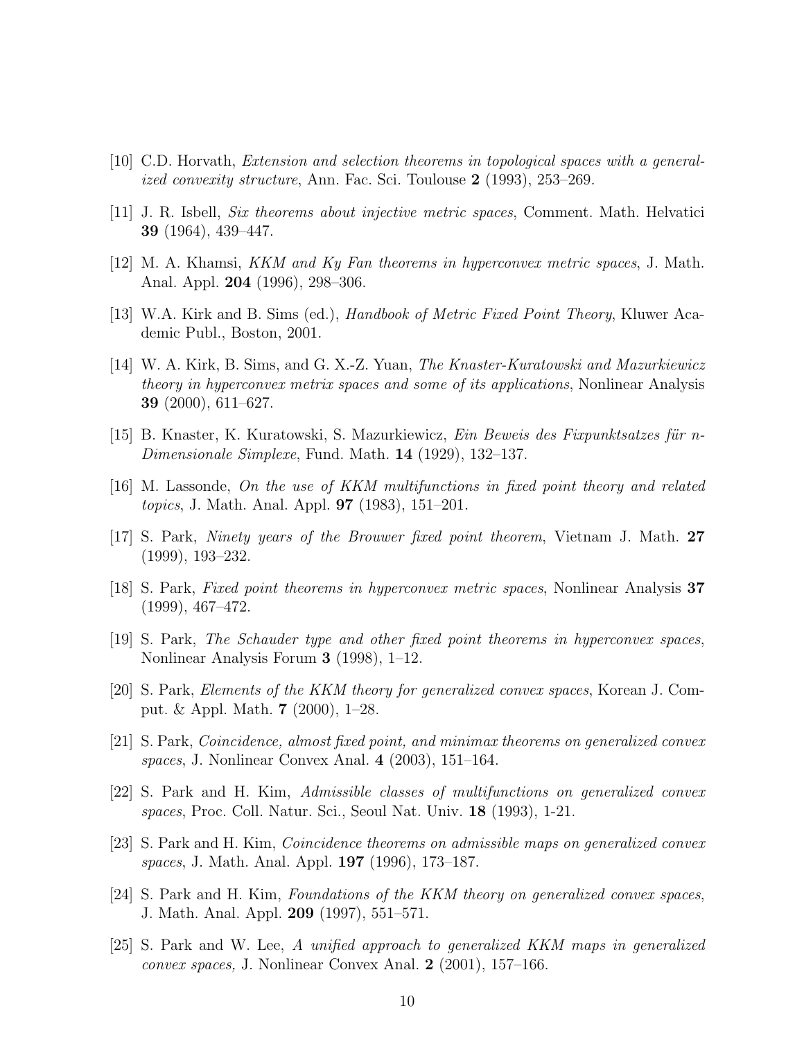[10] C.D. Horvath, *Extension and selection theorems in topological spaces with a generalized convexity structure*, Ann. Fac. Sci. Toulouse **2** (1993), 253–269.

[11] J. R. Isbell, *Six theorems about injective metric spaces*, Comment. Math. Helvatici **39** (1964), 439–447.

[12] M. A. Khamsi, *KKM and Ky Fan theorems in hyperconvex metric spaces*, J. Math. Anal. Appl. **204** (1996), 298–306.

[13] W.A. Kirk and B. Sims (ed.), *Handbook of Metric Fixed Point Theory*, Kluwer Academic Publ., Boston, 2001.

[14] W. A. Kirk, B. Sims, and G. X.-Z. Yuan, *The Knaster-Kuratowski and Mazurkiewicz theory in hyperconvex metrix spaces and some of its applications*, Nonlinear Analysis **39** (2000), 611–627.

[15] B. Knaster, K. Kuratowski, S. Mazurkiewicz, *Ein Beweis des Fixpunktsatzes für n-Dimensionale Simplexe*, Fund. Math. **14** (1929), 132–137.

[16] M. Lassonde, *On the use of KKM multifunctions in fixed point theory and related topics*, J. Math. Anal. Appl. **97** (1983), 151–201.

[17] S. Park, *Ninety years of the Brouwer fixed point theorem*, Vietnam J. Math. **27** (1999), 193–232.

[18] S. Park, *Fixed point theorems in hyperconvex metric spaces*, Nonlinear Analysis **37** (1999), 467–472.

[19] S. Park, *The Schauder type and other fixed point theorems in hyperconvex spaces*, Nonlinear Analysis Forum **3** (1998), 1–12.

[20] S. Park, *Elements of the KKM theory for generalized convex spaces*, Korean J. Comput. & Appl. Math. **7** (2000), 1–28.

[21] S. Park, *Coincidence, almost fixed point, and minimax theorems on generalized convex spaces*, J. Nonlinear Convex Anal. **4** (2003), 151–164.

[22] S. Park and H. Kim, *Admissible classes of multifunctions on generalized convex spaces*, Proc. Coll. Natur. Sci., Seoul Nat. Univ. **18** (1993), 1-21.

[23] S. Park and H. Kim, *Coincidence theorems on admissible maps on generalized convex spaces*, J. Math. Anal. Appl. **197** (1996), 173–187.

[24] S. Park and H. Kim, *Foundations of the KKM theory on generalized convex spaces*, J. Math. Anal. Appl. **209** (1997), 551–571.

[25] S. Park and W. Lee, *A unified approach to generalized KKM maps in generalized convex spaces,* J. Nonlinear Convex Anal. **2** (2001), 157–166.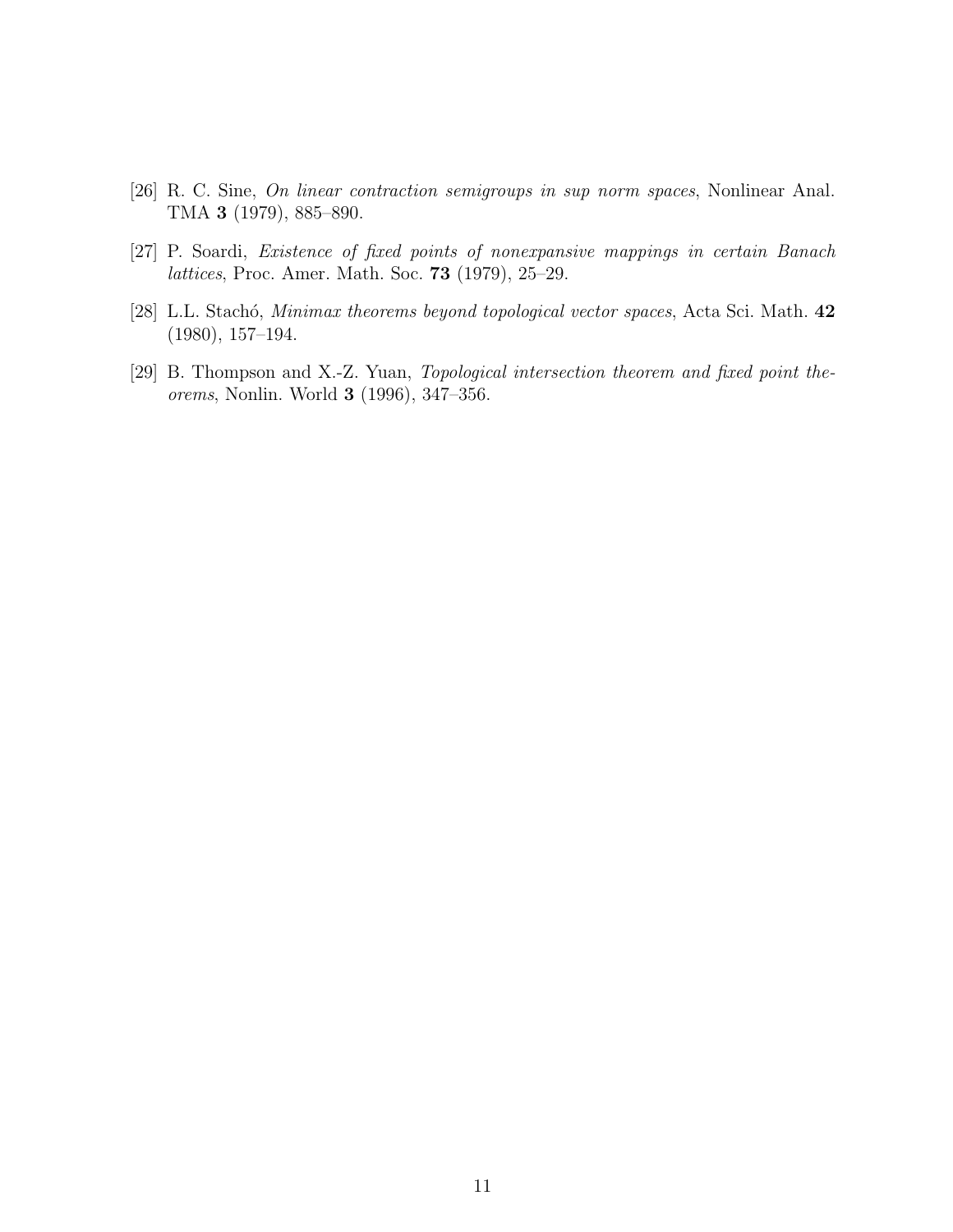[26] R. C. Sine, *On linear contraction semigroups in sup norm spaces*, Nonlinear Anal. TMA **3** (1979), 885–890.

[27] P. Soardi, *Existence of fixed points of nonexpansive mappings in certain Banach lattices*, Proc. Amer. Math. Soc. **73** (1979), 25–29.

[28] L.L. Stachó, *Minimax theorems beyond topological vector spaces*, Acta Sci. Math. **42** (1980), 157–194.

[29] B. Thompson and X.-Z. Yuan, *Topological intersection theorem and fixed point theorems*, Nonlin. World **3** (1996), 347–356.